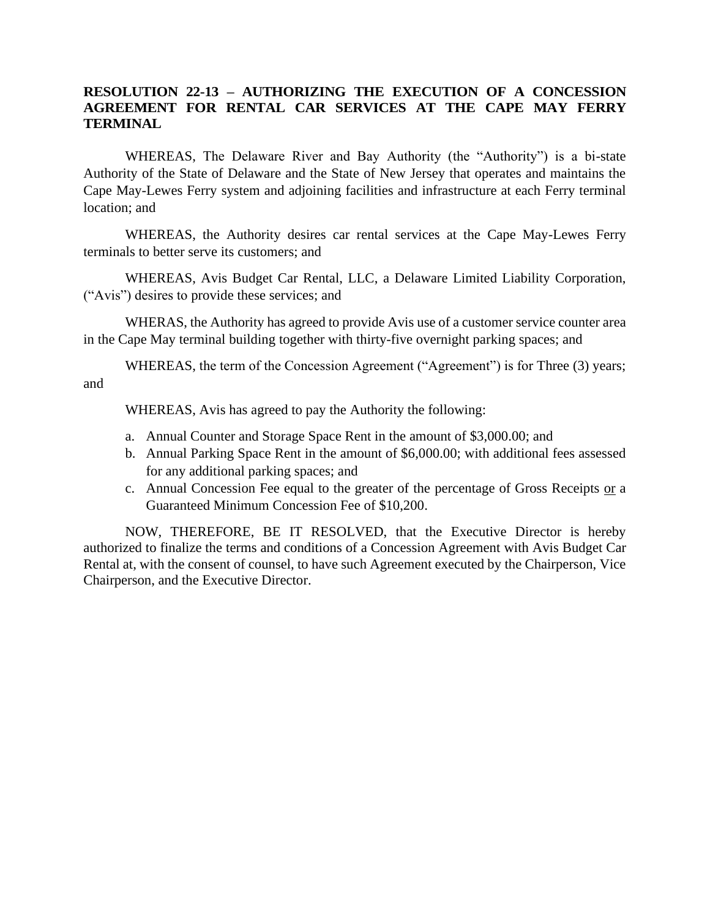**RESOLUTION 22-13 – AUTHORIZING THE EXECUTION OF A CONCESSION AGREEMENT FOR RENTAL CAR SERVICES AT THE CAPE MAY FERRY TERMINAL**

WHEREAS, The Delaware River and Bay Authority (the "Authority") is a bi-state Authority of the State of Delaware and the State of New Jersey that operates and maintains the Cape May-Lewes Ferry system and adjoining facilities and infrastructure at each Ferry terminal location; and

WHEREAS, the Authority desires car rental services at the Cape May-Lewes Ferry terminals to better serve its customers; and

WHEREAS, Avis Budget Car Rental, LLC, a Delaware Limited Liability Corporation, ("Avis") desires to provide these services; and

WHERAS, the Authority has agreed to provide Avis use of a customer service counter area in the Cape May terminal building together with thirty-five overnight parking spaces; and

WHEREAS, the term of the Concession Agreement ("Agreement") is for Three (3) years; and

WHEREAS, Avis has agreed to pay the Authority the following:

a. Annual Counter and Storage Space Rent in the amount of $3,000.00; and
b. Annual Parking Space Rent in the amount of $6,000.00; with additional fees assessed for any additional parking spaces; and
c. Annual Concession Fee equal to the greater of the percentage of Gross Receipts <u>or</u> a Guaranteed Minimum Concession Fee of $10,200.

NOW, THEREFORE, BE IT RESOLVED, that the Executive Director is hereby authorized to finalize the terms and conditions of a Concession Agreement with Avis Budget Car Rental at, with the consent of counsel, to have such Agreement executed by the Chairperson, Vice Chairperson, and the Executive Director.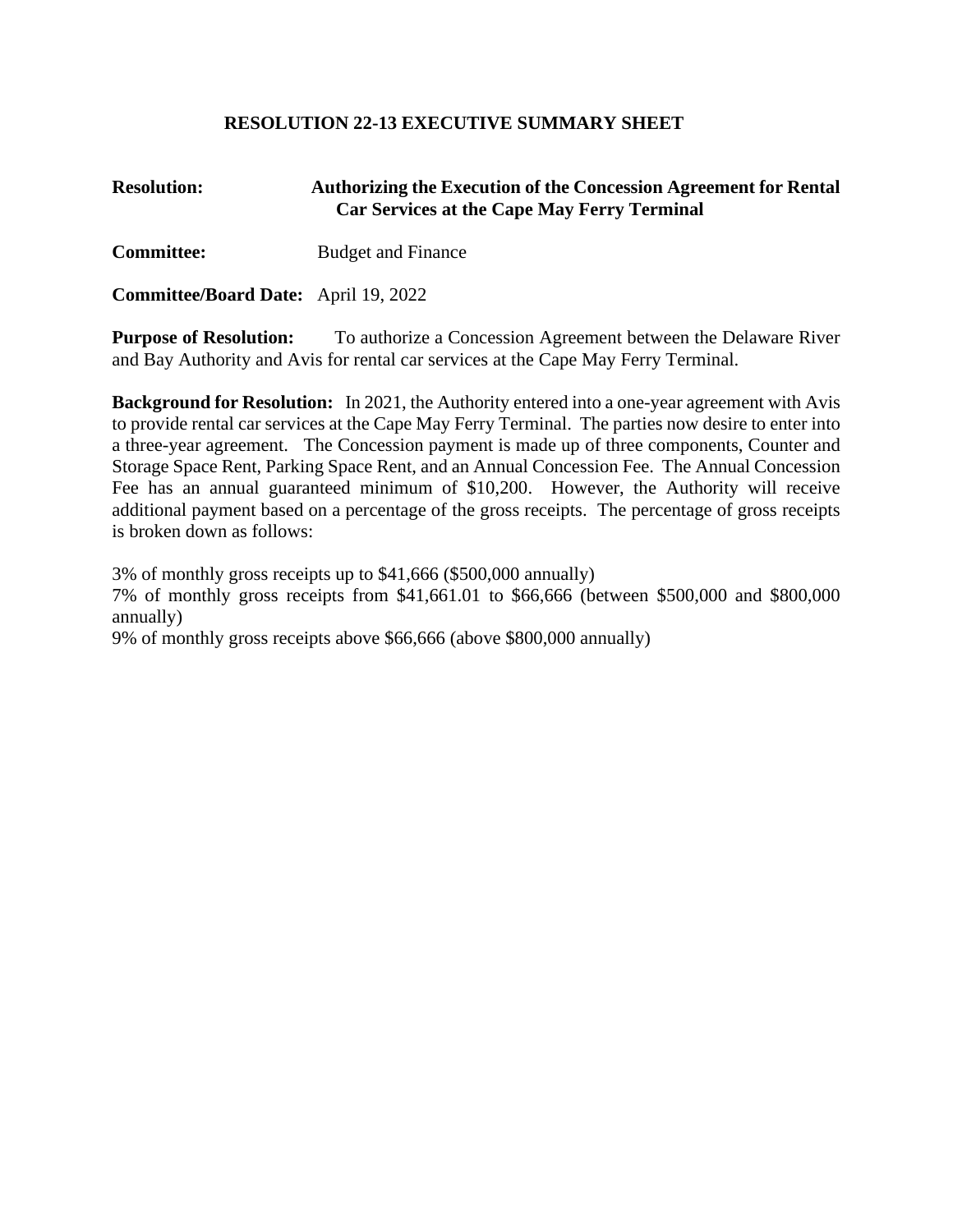## RESOLUTION 22-13 EXECUTIVE SUMMARY SHEET

**Resolution:** **Authorizing the Execution of the Concession Agreement for Rental Car Services at the Cape May Ferry Terminal**

**Committee:** Budget and Finance

**Committee/Board Date:** April 19, 2022

**Purpose of Resolution:** To authorize a Concession Agreement between the Delaware River and Bay Authority and Avis for rental car services at the Cape May Ferry Terminal.

**Background for Resolution:** In 2021, the Authority entered into a one-year agreement with Avis to provide rental car services at the Cape May Ferry Terminal. The parties now desire to enter into a three-year agreement. The Concession payment is made up of three components, Counter and Storage Space Rent, Parking Space Rent, and an Annual Concession Fee. The Annual Concession Fee has an annual guaranteed minimum of $10,200. However, the Authority will receive additional payment based on a percentage of the gross receipts. The percentage of gross receipts is broken down as follows:

3% of monthly gross receipts up to $41,666 ($500,000 annually)
7% of monthly gross receipts from $41,661.01 to $66,666 (between $500,000 and $800,000 annually)
9% of monthly gross receipts above $66,666 (above $800,000 annually)